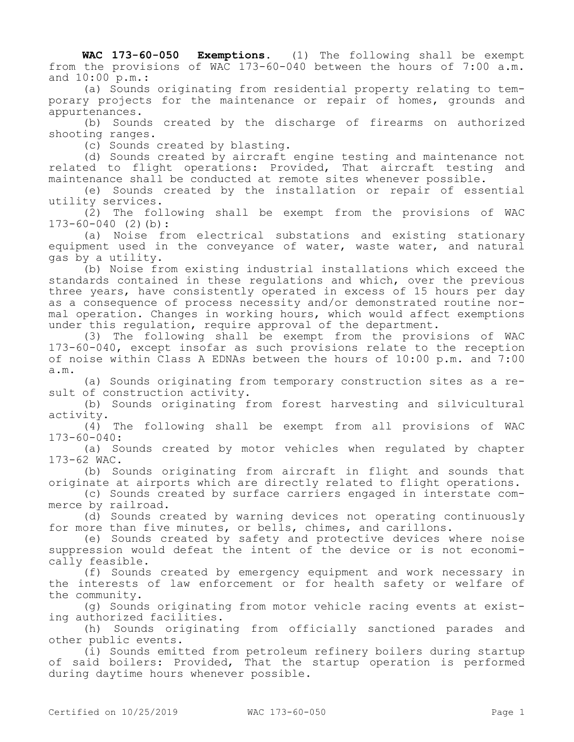**WAC 173-60-050 Exemptions.** (1) The following shall be exempt from the provisions of WAC 173-60-040 between the hours of 7:00 a.m. and 10:00 p.m.:

(a) Sounds originating from residential property relating to temporary projects for the maintenance or repair of homes, grounds and appurtenances.

(b) Sounds created by the discharge of firearms on authorized shooting ranges.

(c) Sounds created by blasting.

(d) Sounds created by aircraft engine testing and maintenance not related to flight operations: Provided, That aircraft testing and maintenance shall be conducted at remote sites whenever possible.

(e) Sounds created by the installation or repair of essential utility services.

(2) The following shall be exempt from the provisions of WAC 173-60-040 (2)(b):

(a) Noise from electrical substations and existing stationary equipment used in the conveyance of water, waste water, and natural gas by a utility.

(b) Noise from existing industrial installations which exceed the standards contained in these regulations and which, over the previous three years, have consistently operated in excess of 15 hours per day as a consequence of process necessity and/or demonstrated routine normal operation. Changes in working hours, which would affect exemptions under this regulation, require approval of the department.

(3) The following shall be exempt from the provisions of WAC 173-60-040, except insofar as such provisions relate to the reception of noise within Class A EDNAs between the hours of 10:00 p.m. and 7:00 a.m.

(a) Sounds originating from temporary construction sites as a result of construction activity.

(b) Sounds originating from forest harvesting and silvicultural activity.

(4) The following shall be exempt from all provisions of WAC 173-60-040:

(a) Sounds created by motor vehicles when regulated by chapter 173-62 WAC.

(b) Sounds originating from aircraft in flight and sounds that originate at airports which are directly related to flight operations.

(c) Sounds created by surface carriers engaged in interstate commerce by railroad.

(d) Sounds created by warning devices not operating continuously for more than five minutes, or bells, chimes, and carillons.

(e) Sounds created by safety and protective devices where noise suppression would defeat the intent of the device or is not economically feasible.

(f) Sounds created by emergency equipment and work necessary in the interests of law enforcement or for health safety or welfare of the community.

(g) Sounds originating from motor vehicle racing events at existing authorized facilities.

(h) Sounds originating from officially sanctioned parades and other public events.

(i) Sounds emitted from petroleum refinery boilers during startup of said boilers: Provided, That the startup operation is performed during daytime hours whenever possible.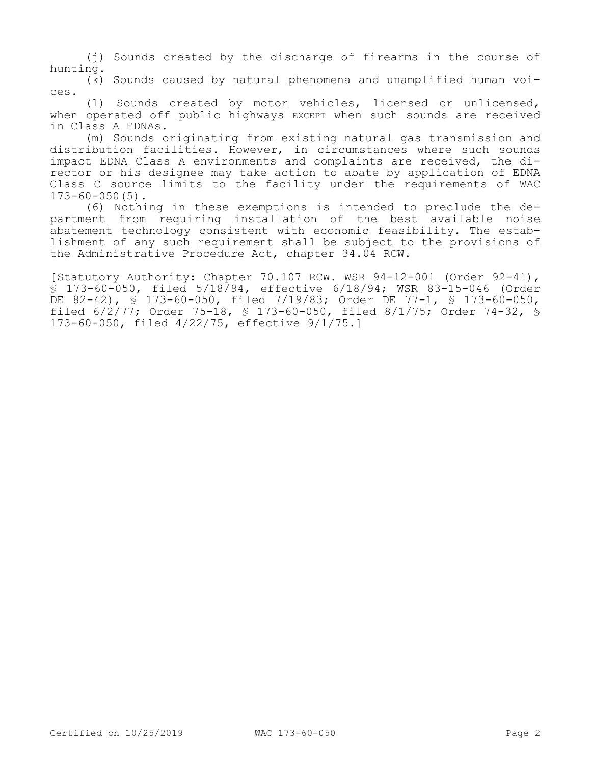(j) Sounds created by the discharge of firearms in the course of hunting.

(k) Sounds caused by natural phenomena and unamplified human voices.

(l) Sounds created by motor vehicles, licensed or unlicensed, when operated off public highways EXCEPT when such sounds are received in Class A EDNAs.

(m) Sounds originating from existing natural gas transmission and distribution facilities. However, in circumstances where such sounds impact EDNA Class A environments and complaints are received, the director or his designee may take action to abate by application of EDNA Class C source limits to the facility under the requirements of WAC 173-60-050(5).

(6) Nothing in these exemptions is intended to preclude the department from requiring installation of the best available noise abatement technology consistent with economic feasibility. The establishment of any such requirement shall be subject to the provisions of the Administrative Procedure Act, chapter 34.04 RCW.

[Statutory Authority: Chapter 70.107 RCW. WSR 94-12-001 (Order 92-41), § 173-60-050, filed 5/18/94, effective 6/18/94; WSR 83-15-046 (Order DE 82-42), § 173-60-050, filed 7/19/83; Order DE 77-1, § 173-60-050, filed 6/2/77; Order 75-18, § 173-60-050, filed 8/1/75; Order 74-32, § 173-60-050, filed 4/22/75, effective 9/1/75.]